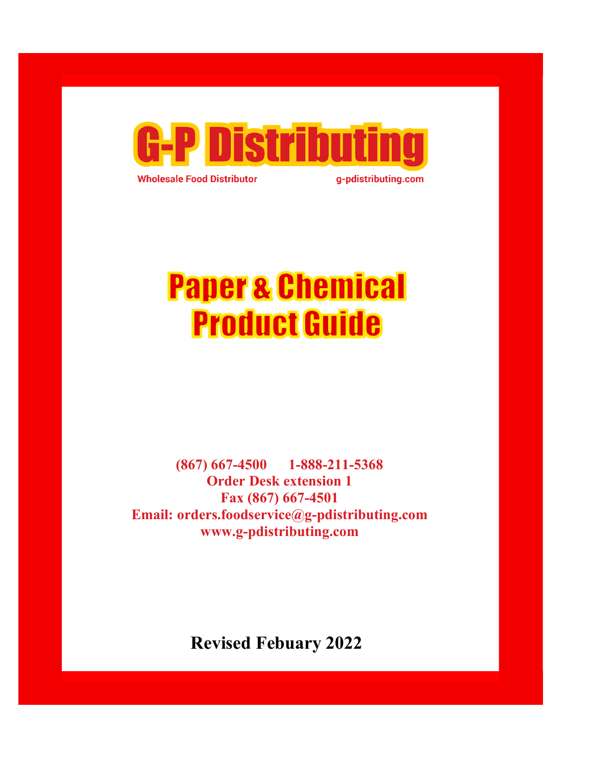# G-P Distributing

**Wholesale Food Distributor** g-pdistributing.com

# Paper & Chemical Product Guide

**(867) 667-4500 1-888-211-5368**
**Order Desk extension 1**
**Fax (867) 667-4501**
**Email: orders.foodservice@g-pdistributing.com**
**www.g-pdistributing.com**

**Revised Febuary 2022**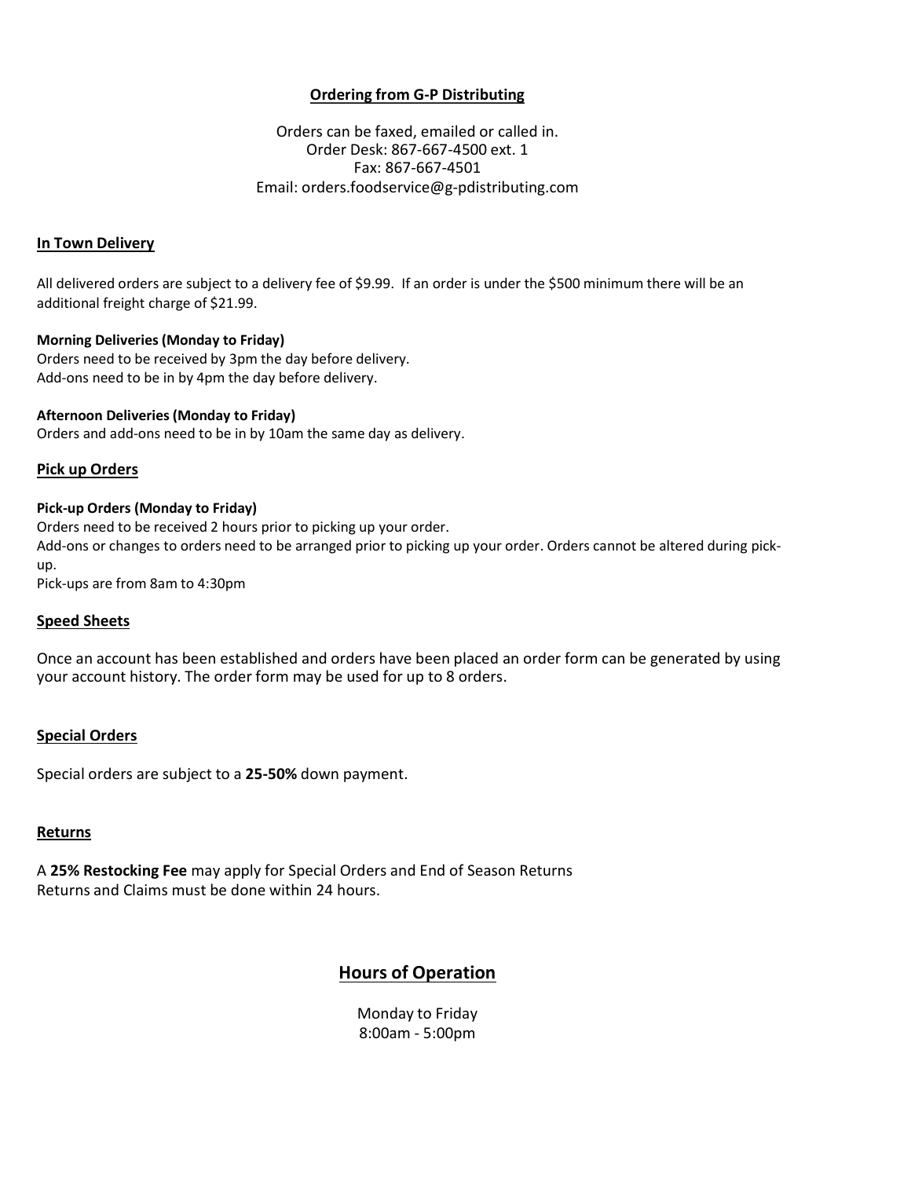## Ordering from G-P Distributing

Orders can be faxed, emailed or called in.
Order Desk: 867-667-4500 ext. 1
Fax: 867-667-4501
Email: orders.foodservice@g-pdistributing.com

### In Town Delivery

All delivered orders are subject to a delivery fee of $9.99. If an order is under the $500 minimum there will be an additional freight charge of $21.99.

**Morning Deliveries (Monday to Friday)**
Orders need to be received by 3pm the day before delivery.
Add-ons need to be in by 4pm the day before delivery.

**Afternoon Deliveries (Monday to Friday)**
Orders and add-ons need to be in by 10am the same day as delivery.

### Pick up Orders

**Pick-up Orders (Monday to Friday)**
Orders need to be received 2 hours prior to picking up your order.
Add-ons or changes to orders need to be arranged prior to picking up your order. Orders cannot be altered during pick-up.
Pick-ups are from 8am to 4:30pm

### Speed Sheets

Once an account has been established and orders have been placed an order form can be generated by using your account history. The order form may be used for up to 8 orders.

### Special Orders

Special orders are subject to a **25-50%** down payment.

### Returns

A **25% Restocking Fee** may apply for Special Orders and End of Season Returns
Returns and Claims must be done within 24 hours.

## Hours of Operation

Monday to Friday
8:00am - 5:00pm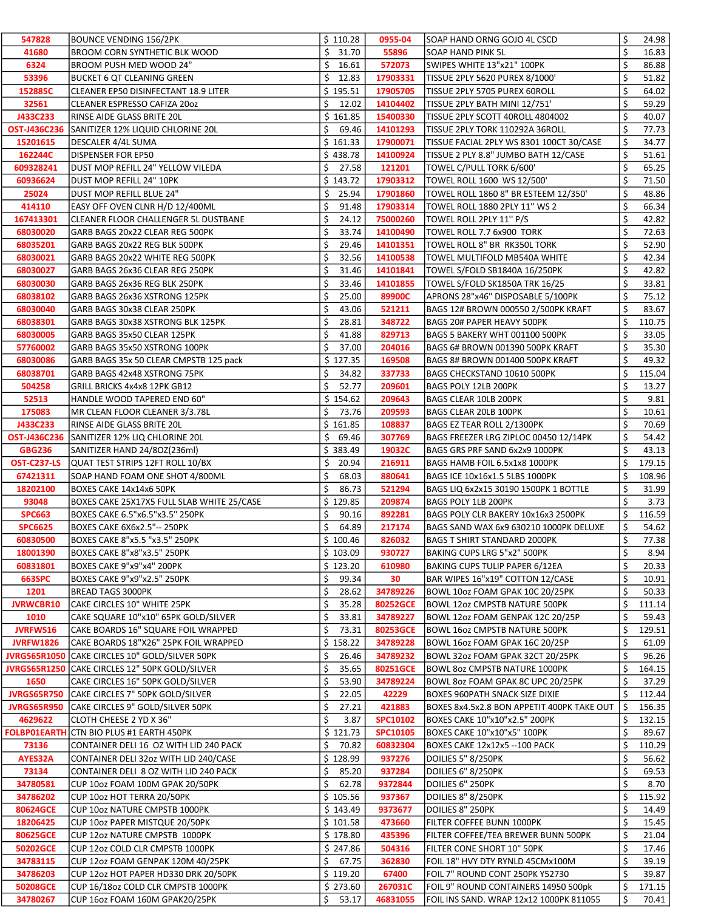| 547828 | BOUNCE VENDING 156/2PK | $ 110.28 | 0955-04 | SOAP HAND ORNG GOJO 4L CSCD | $ 24.98 |
|---|---|---|---|---|---|
| 41680 | BROOM CORN SYNTHETIC BLK WOOD | $ 31.70 | 55896 | SOAP HAND PINK 5L | $ 16.83 |
| 6324 | BROOM PUSH MED WOOD 24" | $ 16.61 | 572073 | SWIPES WHITE 13"x21" 100PK | $ 86.88 |
| 53396 | BUCKET 6 QT CLEANING GREEN | $ 12.83 | 17903331 | TISSUE 2PLY 5620 PUREX 8/1000' | $ 51.82 |
| 152885C | CLEANER EP50 DISINFECTANT 18.9 LITER | $ 195.51 | 17905705 | TISSUE 2PLY 5705 PUREX 60ROLL | $ 64.02 |
| 32561 | CLEANER ESPRESSO CAFIZA 20oz | $ 12.02 | 14104402 | TISSUE 2PLY BATH MINI 12/751' | $ 59.29 |
| J433C233 | RINSE AIDE GLASS BRITE 20L | $ 161.85 | 15400330 | TISSUE 2PLY SCOTT 40ROLL 4804002 | $ 40.07 |
| OST-J436C236 | SANITIZER 12% LIQUID CHLORINE 20L | $ 69.46 | 14101293 | TISSUE 2PLY TORK 110292A 36ROLL | $ 77.73 |
| 15201615 | DESCALER 4/4L SUMA | $ 161.33 | 17900071 | TISSUE FACIAL 2PLY WS 8301 100CT 30/CASE | $ 34.77 |
| 162244C | DISPENSER FOR EP50 | $ 438.78 | 14100924 | TISSUE 2 PLY 8.8" JUMBO BATH 12/CASE | $ 51.61 |
| 609328241 | DUST MOP REFILL 24" YELLOW VILEDA | $ 27.58 | 121201 | TOWEL C/PULL TORK 6/600' | $ 65.25 |
| 60936624 | DUST MOP REFILL 24" 10PK | $ 143.72 | 17903312 | TOWEL ROLL 1600 WS 12/500' | $ 71.50 |
| 25024 | DUST MOP REFILL BLUE 24" | $ 25.94 | 17901860 | TOWEL ROLL 1860 8" BR ESTEEM 12/350' | $ 48.86 |
| 414110 | EASY OFF OVEN CLNR H/D 12/400ML | $ 91.48 | 17903314 | TOWEL ROLL 1880 2PLY 11" WS 2 | $ 66.34 |
| 167413301 | CLEANER FLOOR CHALLENGER 5L DUSTBANE | $ 24.12 | 75000260 | TOWEL ROLL 2PLY 11" P/S | $ 42.82 |
| 68030020 | GARB BAGS 20x22 CLEAR REG 500PK | $ 33.74 | 14100490 | TOWEL ROLL 7.7 6x900 TORK | $ 72.63 |
| 68035201 | GARB BAGS 20x22 REG BLK 500PK | $ 29.46 | 14101351 | TOWEL ROLL 8" BR RK350L TORK | $ 52.90 |
| 68030021 | GARB BAGS 20x22 WHITE REG 500PK | $ 32.56 | 14100538 | TOWEL MULTIFOLD MB540A WHITE | $ 42.34 |
| 68030027 | GARB BAGS 26x36 CLEAR REG 250PK | $ 31.46 | 14101841 | TOWEL S/FOLD SB1840A 16/250PK | $ 42.82 |
| 68030030 | GARB BAGS 26x36 REG BLK 250PK | $ 33.46 | 14101855 | TOWEL S/FOLD SK1850A TRK 16/25 | $ 33.81 |
| 68038102 | GARB BAGS 26x36 XSTRONG 125PK | $ 25.00 | 89900C | APRONS 28"x46" DISPOSABLE 5/100PK | $ 75.12 |
| 68030040 | GARB BAGS 30x38 CLEAR 250PK | $ 43.06 | 521211 | BAGS 12# BROWN 000550 2/500PK KRAFT | $ 83.67 |
| 68038301 | GARB BAGS 30x38 XSTRONG BLK 125PK | $ 28.81 | 348722 | BAGS 20# PAPER HEAVY 500PK | $ 110.75 |
| 68030005 | GARB BAGS 35x50 CLEAR 125PK | $ 41.88 | 829713 | BAGS 5 BAKERY WHT 001100 500PK | $ 33.05 |
| 57760002 | GARB BAGS 35x50 XSTRONG 100PK | $ 37.00 | 204016 | BAGS 6# BROWN 001390 500PK KRAFT | $ 35.30 |
| 68030086 | GARB BAGS 35x 50 CLEAR CMPSTB 125 pack | $ 127.35 | 169508 | BAGS 8# BROWN 001400 500PK KRAFT | $ 49.32 |
| 68038701 | GARB BAGS 42x48 XSTRONG 75PK | $ 34.82 | 337733 | BAGS CHECKSTAND 10610 500PK | $ 115.04 |
| 504258 | GRILL BRICKS 4x4x8 12PK GB12 | $ 52.77 | 209601 | BAGS POLY 12LB 200PK | $ 13.27 |
| 52513 | HANDLE WOOD TAPERED END 60" | $ 154.62 | 209643 | BAGS CLEAR 10LB 200PK | $ 9.81 |
| 175083 | MR CLEAN FLOOR CLEANER 3/3.78L | $ 73.76 | 209593 | BAGS CLEAR 20LB 100PK | $ 10.61 |
| J433C233 | RINSE AIDE GLASS BRITE 20L | $ 161.85 | 108837 | BAGS EZ TEAR ROLL 2/1300PK | $ 70.69 |
| OST-J436C236 | SANITIZER 12% LIQ CHLORINE 20L | $ 69.46 | 307769 | BAGS FREEZER LRG ZIPLOC 00450 12/14PK | $ 54.42 |
| GBG236 | SANITIZER HAND 24/8OZ(236ml) | $ 383.49 | 19032C | BAGS GRS PRF SAND 6x2x9 1000PK | $ 43.13 |
| OST-C237-LS | QUAT TEST STRIPS 12FT ROLL 10/BX | $ 20.94 | 216911 | BAGS HAMB FOIL 6.5x1x8 1000PK | $ 179.15 |
| 67421311 | SOAP HAND FOAM ONE SHOT 4/800ML | $ 68.03 | 880641 | BAGS ICE 10x16x1.5 5LBS 1000PK | $ 108.96 |
| 18202100 | BOXES CAKE 14x14x6 50PK | $ 86.73 | 521294 | BAGS LIQ 6x2x15 30190 1500PK 1 BOTTLE | $ 31.99 |
| 93048 | BOXES CAKE 25X17X5 FULL SLAB WHITE 25/CASE | $ 129.85 | 209874 | BAGS POLY 1LB 200PK | $ 3.73 |
| SPC663 | BOXES CAKE 6.5"x6.5"x3.5" 250PK | $ 90.16 | 892281 | BAGS POLY CLR BAKERY 10x16x3 2500PK | $ 116.59 |
| SPC6625 | BOXES CAKE 6X6x2.5"-- 250PK | $ 64.89 | 217174 | BAGS SAND WAX 6x9 630210 1000PK DELUXE | $ 54.62 |
| 60830500 | BOXES CAKE 8"x5.5 "x3.5" 250PK | $ 100.46 | 826032 | BAGS T SHIRT STANDARD 2000PK | $ 77.38 |
| 18001390 | BOXES CAKE 8"x8"x3.5" 250PK | $ 103.09 | 930727 | BAKING CUPS LRG 5"x2" 500PK | $ 8.94 |
| 60831801 | BOXES CAKE 9"x9"x4" 200PK | $ 123.20 | 610980 | BAKING CUPS TULIP PAPER 6/12EA | $ 20.33 |
| 663SPC | BOXES CAKE 9"x9"x2.5" 250PK | $ 99.34 | 30 | BAR WIPES 16"x19" COTTON 12/CASE | $ 10.91 |
| 1201 | BREAD TAGS 3000PK | $ 28.62 | 34789226 | BOWL 10oz FOAM GPAK 10C 20/25PK | $ 50.33 |
| JVRWCBR10 | CAKE CIRCLES 10" WHITE 25PK | $ 35.28 | 80252GCE | BOWL 12oz CMPSTB NATURE 500PK | $ 111.14 |
| 1010 | CAKE SQUARE 10"x10" 65PK GOLD/SILVER | $ 33.81 | 34789227 | BOWL 12oz FOAM GENPAK 12C 20/25P | $ 59.43 |
| JVRFWS16 | CAKE BOARDS 16" SQUARE FOIL WRAPPED | $ 73.31 | 80253GCE | BOWL 16oz CMPSTB NATURE 500PK | $ 129.51 |
| JVRFW1826 | CAKE BOARDS 18"X26" 25PK FOIL WRAPPED | $ 158.22 | 34789228 | BOWL 16oz FOAM GPAK 16C 20/25P | $ 61.09 |
| JVRGS65R1050 | CAKE CIRCLES 10" GOLD/SILVER 50PK | $ 26.46 | 34789232 | BOWL 32oz FOAM GPAK 32CT 20/25PK | $ 96.26 |
| JVRGS65R1250 | CAKE CIRCLES 12" 50PK GOLD/SILVER | $ 35.65 | 80251GCE | BOWL 8oz CMPSTB NATURE 1000PK | $ 164.15 |
| 1650 | CAKE CIRCLES 16" 50PK GOLD/SILVER | $ 53.90 | 34789224 | BOWL 8oz FOAM GPAK 8C UPC 20/25PK | $ 37.29 |
| JVRGS65R750 | CAKE CIRCLES 7" 50PK GOLD/SILVER | $ 22.05 | 42229 | BOXES 960PATH SNACK SIZE DIXIE | $ 112.44 |
| JVRGS65R950 | CAKE CIRCLES 9" GOLD/SILVER 50PK | $ 27.21 | 421883 | BOXES 8x4.5x2.8 BON APPETIT 400PK TAKE OUT | $ 156.35 |
| 4629622 | CLOTH CHEESE 2 YD X 36" | $ 3.87 | SPC10102 | BOXES CAKE 10"x10"x2.5" 200PK | $ 132.15 |
| FOLBP01EARTH | CTN BIO PLUS #1 EARTH 450PK | $ 121.73 | SPC10105 | BOXES CAKE 10"x10"x5" 100PK | $ 89.67 |
| 73136 | CONTAINER DELI 16 OZ WITH LID 240 PACK | $ 70.82 | 60832304 | BOXES CAKE 12x12x5 --100 PACK | $ 110.29 |
| AYES32A | CONTAINER DELI 32oz WITH LID 240/CASE | $ 128.99 | 937276 | DOILIES 5" 8/250PK | $ 56.62 |
| 73134 | CONTAINER DELI 8 OZ WITH LID 240 PACK | $ 85.20 | 937284 | DOILIES 6" 8/250PK | $ 69.53 |
| 34780581 | CUP 10oz FOAM 100M GPAK 20/50PK | $ 62.78 | 9372844 | DOILIES 6" 250PK | $ 8.70 |
| 34786202 | CUP 10oz HOT TERRA 20/50PK | $ 105.56 | 937367 | DOILIES 8" 8/250PK | $ 115.92 |
| 80624GCE | CUP 10oz NATURE CMPSTB 1000PK | $ 143.49 | 9373677 | DOILIES 8" 250PK | $ 14.49 |
| 18206425 | CUP 10oz PAPER MISTQUE 20/50PK | $ 101.58 | 473660 | FILTER COFFEE BUNN 1000PK | $ 15.45 |
| 80625GCE | CUP 12oz NATURE CMPSTB 1000PK | $ 178.80 | 435396 | FILTER COFFEE/TEA BREWER BUNN 500PK | $ 21.04 |
| 50202GCE | CUP 12oz COLD CLR CMPSTB 1000PK | $ 247.86 | 504316 | FILTER CONE SHORT 10" 50PK | $ 17.46 |
| 34783115 | CUP 12oz FOAM GENPAK 120M 40/25PK | $ 67.75 | 362830 | FOIL 18" HVY DTY RYNLD 45CMx100M | $ 39.19 |
| 34786203 | CUP 12oz HOT PAPER HD330 DRK 20/50PK | $ 119.20 | 67400 | FOIL 7" ROUND CONT 250PK Y52730 | $ 39.87 |
| 50208GCE | CUP 16/18oz COLD CLR CMPSTB 1000PK | $ 273.60 | 267031C | FOIL 9" ROUND CONTAINERS 14950 500pk | $ 171.15 |
| 34780267 | CUP 16oz FOAM 160M GPAK20/25PK | $ 53.17 | 46831055 | FOIL INS SAND. WRAP 12x12 1000PK 811055 | $ 70.41 |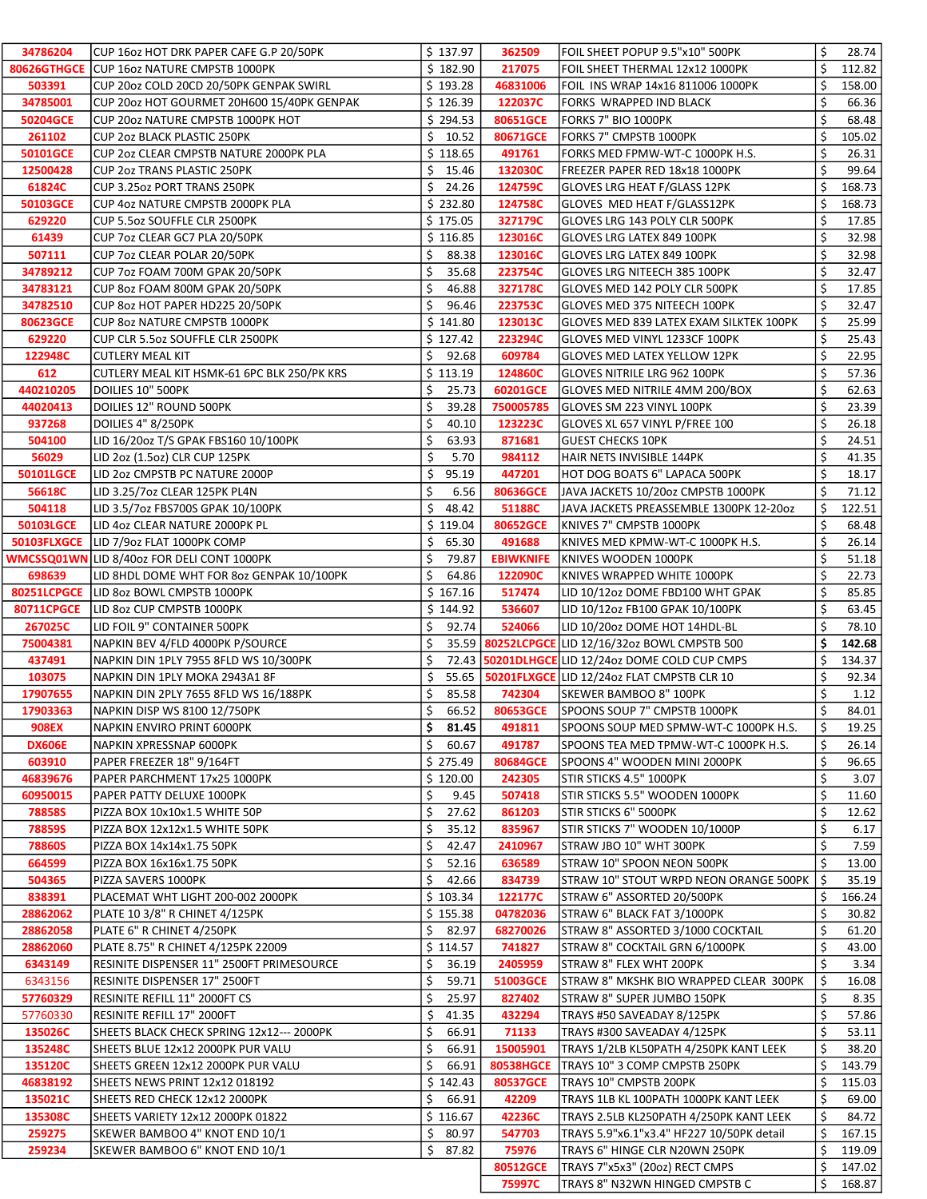| | | | | | |
|---|---|---|---|---|---|
| 34786204 | CUP 16oz HOT DRK PAPER CAFE G.P 20/50PK | $ 137.97 | 362509 | FOIL SHEET POPUP 9.5"x10" 500PK | $ 28.74 |
| 80626GTHGCE | CUP 16oz NATURE CMPSTB 1000PK | $ 182.90 | 217075 | FOIL SHEET THERMAL 12x12 1000PK | $ 112.82 |
| 503391 | CUP 20oz COLD 20CD 20/50PK GENPAK SWIRL | $ 193.28 | 46831006 | FOIL INS WRAP 14x16 811006 1000PK | $ 158.00 |
| 34785001 | CUP 20oz HOT GOURMET 20H600 15/40PK GENPAK | $ 126.39 | 122037C | FORKS WRAPPED IND BLACK | $ 66.36 |
| 50204GCE | CUP 20oz NATURE CMPSTB 1000PK HOT | $ 294.53 | 80651GCE | FORKS 7" BIO 1000PK | $ 68.48 |
| 261102 | CUP 2oz BLACK PLASTIC 250PK | $ 10.52 | 80671GCE | FORKS 7" CMPSTB 1000PK | $ 105.02 |
| 50101GCE | CUP 2oz CLEAR CMPSTB NATURE 2000PK PLA | $ 118.65 | 491761 | FORKS MED FPMW-WT-C 1000PK H.S. | $ 26.31 |
| 12500428 | CUP 2oz TRANS PLASTIC 250PK | $ 15.46 | 132030C | FREEZER PAPER RED 18x18 1000PK | $ 99.64 |
| 61824C | CUP 3.25oz PORT TRANS 250PK | $ 24.26 | 124759C | GLOVES LRG HEAT F/GLASS 12PK | $ 168.73 |
| 50103GCE | CUP 4oz NATURE CMPSTB 2000PK PLA | $ 232.80 | 124758C | GLOVES MED HEAT F/GLASS12PK | $ 168.73 |
| 629220 | CUP 5.5oz SOUFFLE CLR 2500PK | $ 175.05 | 327179C | GLOVES LRG 143 POLY CLR 500PK | $ 17.85 |
| 61439 | CUP 7oz CLEAR GC7 PLA 20/50PK | $ 116.85 | 123016C | GLOVES LRG LATEX 849 100PK | $ 32.98 |
| 507111 | CUP 7oz CLEAR POLAR 20/50PK | $ 88.38 | 123016C | GLOVES LRG LATEX 849 100PK | $ 32.98 |
| 34789212 | CUP 7oz FOAM 700M GPAK 20/50PK | $ 35.68 | 223754C | GLOVES LRG NITEECH 385 100PK | $ 32.47 |
| 34783121 | CUP 8oz FOAM 800M GPAK 20/50PK | $ 46.88 | 327178C | GLOVES MED 142 POLY CLR 500PK | $ 17.85 |
| 34782510 | CUP 8oz HOT PAPER HD225 20/50PK | $ 96.46 | 223753C | GLOVES MED 375 NITEECH 100PK | $ 32.47 |
| 80623GCE | CUP 8oz NATURE CMPSTB 1000PK | $ 141.80 | 123013C | GLOVES MED 839 LATEX EXAM SILKTEK 100PK | $ 25.99 |
| 629220 | CUP CLR 5.5oz SOUFFLE CLR 2500PK | $ 127.42 | 223294C | GLOVES MED VINYL 1233CF 100PK | $ 25.43 |
| 122948C | CUTLERY MEAL KIT | $ 92.68 | 609784 | GLOVES MED LATEX YELLOW 12PK | $ 22.95 |
| 612 | CUTLERY MEAL KIT HSMK-61 6PC BLK 250/PK KRS | $ 113.19 | 124860C | GLOVES NITRILE LRG 962 100PK | $ 57.36 |
| 440210205 | DOILIES 10" 500PK | $ 25.73 | 60201GCE | GLOVES MED NITRILE 4MM 200/BOX | $ 62.63 |
| 44020413 | DOILIES 12" ROUND 500PK | $ 39.28 | 750005785 | GLOVES SM 223 VINYL 100PK | $ 23.39 |
| 937268 | DOILIES 4" 8/250PK | $ 40.10 | 123223C | GLOVES XL 657 VINYL P/FREE 100 | $ 26.18 |
| 504100 | LID 16/20oz T/S GPAK FBS160 10/100PK | $ 63.93 | 871681 | GUEST CHECKS 10PK | $ 24.51 |
| 56029 | LID 2oz (1.5oz) CLR CUP 125PK | $ 5.70 | 984112 | HAIR NETS INVISIBLE 144PK | $ 41.35 |
| 50101LGCE | LID 2oz CMPSTB PC NATURE 2000P | $ 95.19 | 447201 | HOT DOG BOATS 6" LAPACA 500PK | $ 18.17 |
| 56618C | LID 3.25/7oz CLEAR 125PK PL4N | $ 6.56 | 80636GCE | JAVA JACKETS 10/20oz CMPSTB 1000PK | $ 71.12 |
| 504118 | LID 3.5/7oz FBS700S GPAK 10/100PK | $ 48.42 | 51188C | JAVA JACKETS PREASSEMBLE 1300PK 12-20oz | $ 122.51 |
| 50103LGCE | LID 4oz CLEAR NATURE 2000PK PL | $ 119.04 | 80652GCE | KNIVES 7" CMPSTB 1000PK | $ 68.48 |
| 50103FLXGCE | LID 7/9oz FLAT 1000PK COMP | $ 65.30 | 491688 | KNIVES MED KPMW-WT-C 1000PK H.S. | $ 26.14 |
| WMCSSQ01WN | LID 8/40oz FOR DELI CONT 1000PK | $ 79.87 | EBIWKNIFE | KNIVES WOODEN 1000PK | $ 51.18 |
| 698639 | LID 8HDL DOME WHT FOR 8oz GENPAK 10/100PK | $ 64.86 | 122090C | KNIVES WRAPPED WHITE 1000PK | $ 22.73 |
| 80251LCPGCE | LID 8oz BOWL CMPSTB 1000PK | $ 167.16 | 517474 | LID 10/12oz DOME FBD100 WHT GPAK | $ 85.85 |
| 80711CPGCE | LID 8oz CUP CMPSTB 1000PK | $ 144.92 | 536607 | LID 10/12oz FB100 GPAK 10/100PK | $ 63.45 |
| 267025C | LID FOIL 9" CONTAINER 500PK | $ 92.74 | 524066 | LID 10/20oz DOME HOT 14HDL-BL | $ 78.10 |
| 75004381 | NAPKIN BEV 4/FLD 4000PK P/SOURCE | $ 35.59 | 80252LCPGCE | LID 12/16/32oz BOWL CMPSTB 500 | **$ 142.68** |
| 437491 | NAPKIN DIN 1PLY 7955 8FLD WS 10/300PK | $ 72.43 | 50201DLHGCE | LID 12/24oz DOME COLD CUP CMPS | $ 134.37 |
| 103075 | NAPKIN DIN 1PLY MOKA 2943A1 8F | $ 55.65 | 50201FLXGCE | LID 12/24oz FLAT CMPSTB CUP 10 | $ 92.34 |
| 17907655 | NAPKIN DIN 2PLY 7655 8FLD WS 16/188PK | $ 85.58 | 742304 | SKEWER BAMBOO 8" 100PK | $ 1.12 |
| 17903363 | NAPKIN DISP WS 8100 12/750PK | $ 66.52 | 80653GCE | SPOONS SOUP 7" CMPSTB 1000PK | $ 84.01 |
| 908EX | NAPKIN ENVIRO PRINT 6000PK | **$ 81.45** | 491811 | SPOONS SOUP MED SPMW-WT-C 1000PK H.S. | $ 19.25 |
| DX606E | NAPKIN XPRESSNAP 6000PK | $ 60.67 | 491787 | SPOONS TEA MED TPMW-WT-C 1000PK H.S. | $ 26.14 |
| 603910 | PAPER FREEZER 18" 9/164FT | $ 275.49 | 80684GCE | SPOONS 4" WOODEN MINI 2000PK | $ 96.65 |
| 46839676 | PAPER PARCHMENT 17x25 1000PK | $ 120.00 | 242305 | STIR STICKS 4.5" 1000PK | $ 3.07 |
| 60950015 | PAPER PATTY DELUXE 1000PK | $ 9.45 | 507418 | STIR STICKS 5.5" WOODEN 1000PK | $ 11.60 |
| 78858S | PIZZA BOX 10x10x1.5 WHITE 50P | $ 27.62 | 861203 | STIR STICKS 6" 5000PK | $ 12.62 |
| 78859S | PIZZA BOX 12x12x1.5 WHITE 50PK | $ 35.12 | 835967 | STIR STICKS 7" WOODEN 10/1000P | $ 6.17 |
| 78860S | PIZZA BOX 14x14x1.75 50PK | $ 42.47 | 2410967 | STRAW JBO 10" WHT 300PK | $ 7.59 |
| 664599 | PIZZA BOX 16x16x1.75 50PK | $ 52.16 | 636589 | STRAW 10" SPOON NEON 500PK | $ 13.00 |
| 504365 | PIZZA SAVERS 1000PK | $ 42.66 | 834739 | STRAW 10" STOUT WRPD NEON ORANGE 500PK | $ 35.19 |
| 838391 | PLACEMAT WHT LIGHT 200-002 2000PK | $ 103.34 | 122177C | STRAW 6" ASSORTED 20/500PK | $ 166.24 |
| 28862062 | PLATE 10 3/8" R CHINET 4/125PK | $ 155.38 | 04782036 | STRAW 6" BLACK FAT 3/1000PK | $ 30.82 |
| 28862058 | PLATE 6" R CHINET 4/250PK | $ 82.97 | 68270026 | STRAW 8" ASSORTED 3/1000 COCKTAIL | $ 61.20 |
| 28862060 | PLATE 8.75" R CHINET 4/125PK 22009 | $ 114.57 | 741827 | STRAW 8" COCKTAIL GRN 6/1000PK | $ 43.00 |
| 6343149 | RESINITE DISPENSER 11" 2500FT PRIMESOURCE | $ 36.19 | 2405959 | STRAW 8" FLEX WHT 200PK | $ 3.34 |
| 6343156 | RESINITE DISPENSER 17" 2500FT | $ 59.71 | 51003GCE | STRAW 8" MKSHK BIO WRAPPED CLEAR 300PK | $ 16.08 |
| 57760329 | RESINITE REFILL 11" 2000FT CS | $ 25.97 | 827402 | STRAW 8" SUPER JUMBO 150PK | $ 8.35 |
| 57760330 | RESINITE REFILL 17" 2000FT | $ 41.35 | 432294 | TRAYS #50 SAVEADAY 8/125PK | $ 57.86 |
| 135026C | SHEETS BLACK CHECK SPRING 12x12--- 2000PK | $ 66.91 | 71133 | TRAYS #300 SAVEDAY 4/125PK | $ 53.11 |
| 135248C | SHEETS BLUE 12x12 2000PK PUR VALU | $ 66.91 | 15005901 | TRAYS 1/2LB KL50PATH 4/250PK KANT LEEK | $ 38.20 |
| 135120C | SHEETS GREEN 12x12 2000PK PUR VALU | $ 66.91 | 80538HGCE | TRAYS 10" 3 COMP CMPSTB 250PK | $ 143.79 |
| 46838192 | SHEETS NEWS PRINT 12x12 018192 | $ 142.43 | 80537GCE | TRAYS 10" CMPSTB 200PK | $ 115.03 |
| 135021C | SHEETS RED CHECK 12x12 2000PK | $ 66.91 | 42209 | TRAYS 1LB KL 100PATH 1000PK KANT LEEK | $ 69.00 |
| 135308C | SHEETS VARIETY 12x12 2000PK 01822 | $ 116.67 | 42236C | TRAYS 2.5LB KL250PATH 4/250PK KANT LEEK | $ 84.72 |
| 259275 | SKEWER BAMBOO 4" KNOT END 10/1 | $ 80.97 | 547703 | TRAYS 5.9"x6.1"x3.4" HF227 10/50PK detail | $ 167.15 |
| 259234 | SKEWER BAMBOO 6" KNOT END 10/1 | $ 87.82 | 75976 | TRAYS 6" HINGE CLR N20WN 250PK | $ 119.09 |
| | | | 80512GCE | TRAYS 7"x5x3" (20oz) RECT CMPS | $ 147.02 |
| | | | 75997C | TRAYS 8" N32WN HINGED CMPSTB C | $ 168.87 |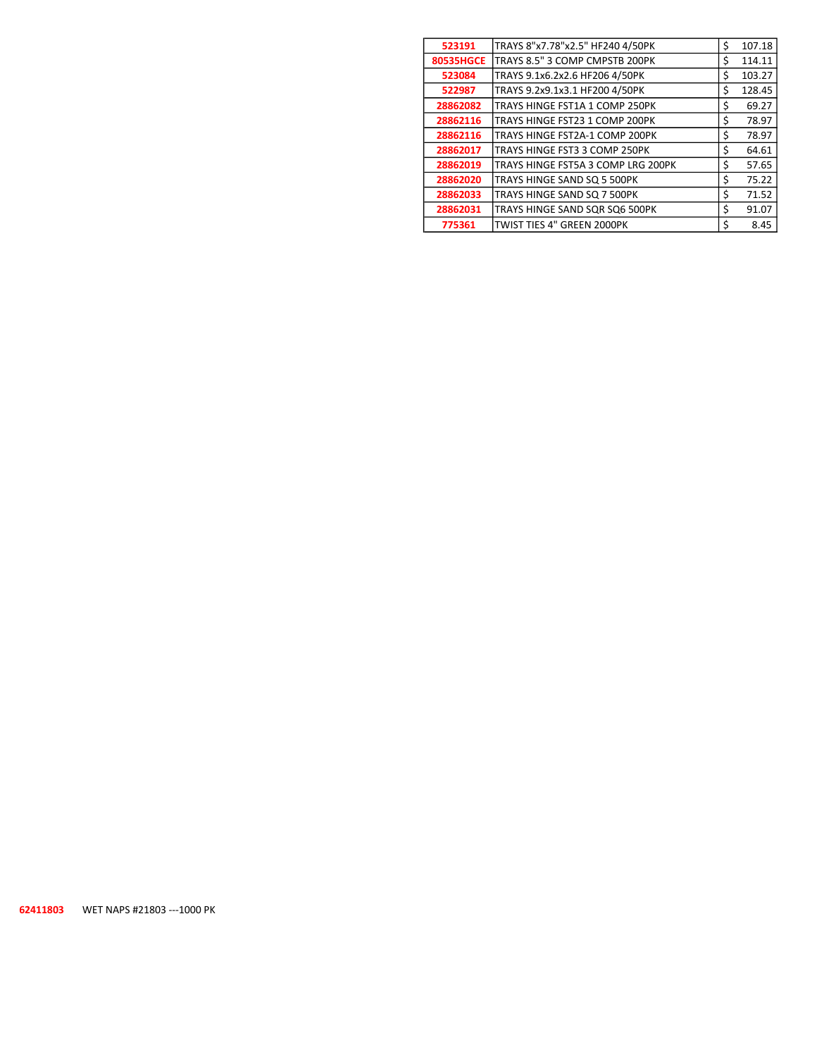| | | | |
|---|---|---|---|
| **523191** | TRAYS 8"x7.78"x2.5" HF240 4/50PK | $ | 107.18 |
| **80535HGCE** | TRAYS 8.5" 3 COMP CMPSTB 200PK | $ | 114.11 |
| **523084** | TRAYS 9.1x6.2x2.6 HF206 4/50PK | $ | 103.27 |
| **522987** | TRAYS 9.2x9.1x3.1 HF200 4/50PK | $ | 128.45 |
| **28862082** | TRAYS HINGE FST1A 1 COMP 250PK | $ | 69.27 |
| **28862116** | TRAYS HINGE FST23 1 COMP 200PK | $ | 78.97 |
| **28862116** | TRAYS HINGE FST2A-1 COMP 200PK | $ | 78.97 |
| **28862017** | TRAYS HINGE FST3 3 COMP 250PK | $ | 64.61 |
| **28862019** | TRAYS HINGE FST5A 3 COMP LRG 200PK | $ | 57.65 |
| **28862020** | TRAYS HINGE SAND SQ 5 500PK | $ | 75.22 |
| **28862033** | TRAYS HINGE SAND SQ 7 500PK | $ | 71.52 |
| **28862031** | TRAYS HINGE SAND SQR SQ6 500PK | $ | 91.07 |
| **775361** | TWIST TIES 4" GREEN 2000PK | $ | 8.45 |

**62411803** WET NAPS #21803 ---1000 PK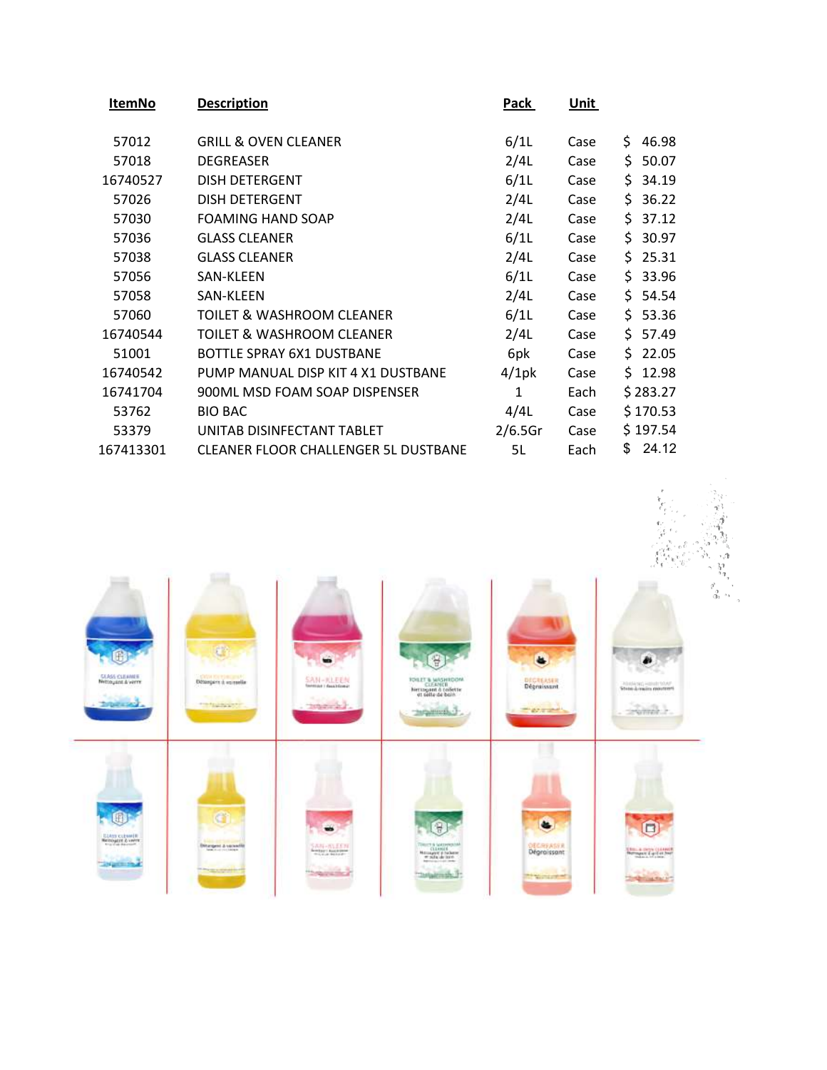| ItemNo | Description | Pack | Unit | |
|---|---|---|---|---|
| 57012 | GRILL & OVEN CLEANER | 6/1L | Case | $ 46.98 |
| 57018 | DEGREASER | 2/4L | Case | $ 50.07 |
| 16740527 | DISH DETERGENT | 6/1L | Case | $ 34.19 |
| 57026 | DISH DETERGENT | 2/4L | Case | $ 36.22 |
| 57030 | FOAMING HAND SOAP | 2/4L | Case | $ 37.12 |
| 57036 | GLASS CLEANER | 6/1L | Case | $ 30.97 |
| 57038 | GLASS CLEANER | 2/4L | Case | $ 25.31 |
| 57056 | SAN-KLEEN | 6/1L | Case | $ 33.96 |
| 57058 | SAN-KLEEN | 2/4L | Case | $ 54.54 |
| 57060 | TOILET & WASHROOM CLEANER | 6/1L | Case | $ 53.36 |
| 16740544 | TOILET & WASHROOM CLEANER | 2/4L | Case | $ 57.49 |
| 51001 | BOTTLE SPRAY 6X1 DUSTBANE | 6pk | Case | $ 22.05 |
| 16740542 | PUMP MANUAL DISP KIT 4 X1 DUSTBANE | 4/1pk | Case | $ 12.98 |
| 16741704 | 900ML MSD FOAM SOAP DISPENSER | 1 | Each | $ 283.27 |
| 53762 | BIO BAC | 4/4L | Case | $ 170.53 |
| 53379 | UNITAB DISINFECTANT TABLET | 2/6.5Gr | Case | $ 197.54 |
| 167413301 | CLEANER FLOOR CHALLENGER 5L DUSTBANE | 5L | Each | $ 24.12 |